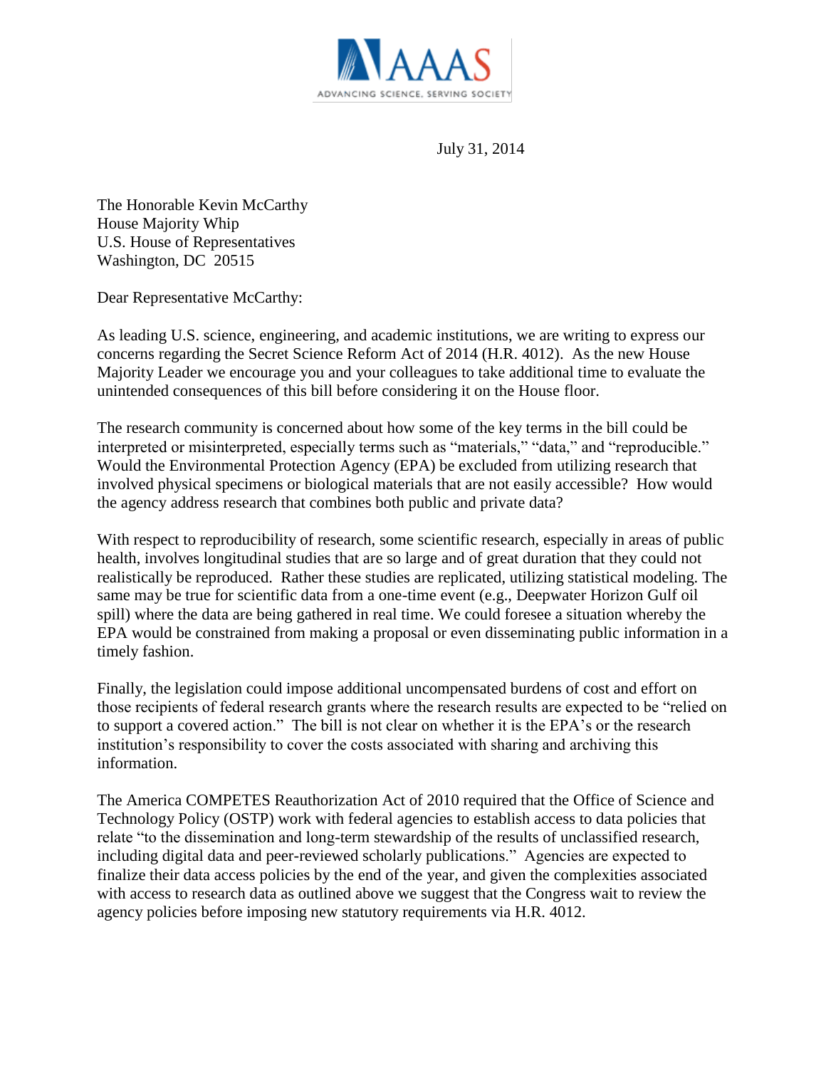AAAS

ADVANCING SCIENCE, SERVING SOCIETY

July 31, 2014

The Honorable Kevin McCarthy
House Majority Whip
U.S. House of Representatives
Washington, DC 20515

Dear Representative McCarthy:

As leading U.S. science, engineering, and academic institutions, we are writing to express our concerns regarding the Secret Science Reform Act of 2014 (H.R. 4012). As the new House Majority Leader we encourage you and your colleagues to take additional time to evaluate the unintended consequences of this bill before considering it on the House floor.

The research community is concerned about how some of the key terms in the bill could be interpreted or misinterpreted, especially terms such as "materials," "data," and "reproducible." Would the Environmental Protection Agency (EPA) be excluded from utilizing research that involved physical specimens or biological materials that are not easily accessible? How would the agency address research that combines both public and private data?

With respect to reproducibility of research, some scientific research, especially in areas of public health, involves longitudinal studies that are so large and of great duration that they could not realistically be reproduced. Rather these studies are replicated, utilizing statistical modeling. The same may be true for scientific data from a one-time event (e.g., Deepwater Horizon Gulf oil spill) where the data are being gathered in real time. We could foresee a situation whereby the EPA would be constrained from making a proposal or even disseminating public information in a timely fashion.

Finally, the legislation could impose additional uncompensated burdens of cost and effort on those recipients of federal research grants where the research results are expected to be "relied on to support a covered action." The bill is not clear on whether it is the EPA's or the research institution's responsibility to cover the costs associated with sharing and archiving this information.

The America COMPETES Reauthorization Act of 2010 required that the Office of Science and Technology Policy (OSTP) work with federal agencies to establish access to data policies that relate "to the dissemination and long-term stewardship of the results of unclassified research, including digital data and peer-reviewed scholarly publications." Agencies are expected to finalize their data access policies by the end of the year, and given the complexities associated with access to research data as outlined above we suggest that the Congress wait to review the agency policies before imposing new statutory requirements via H.R. 4012.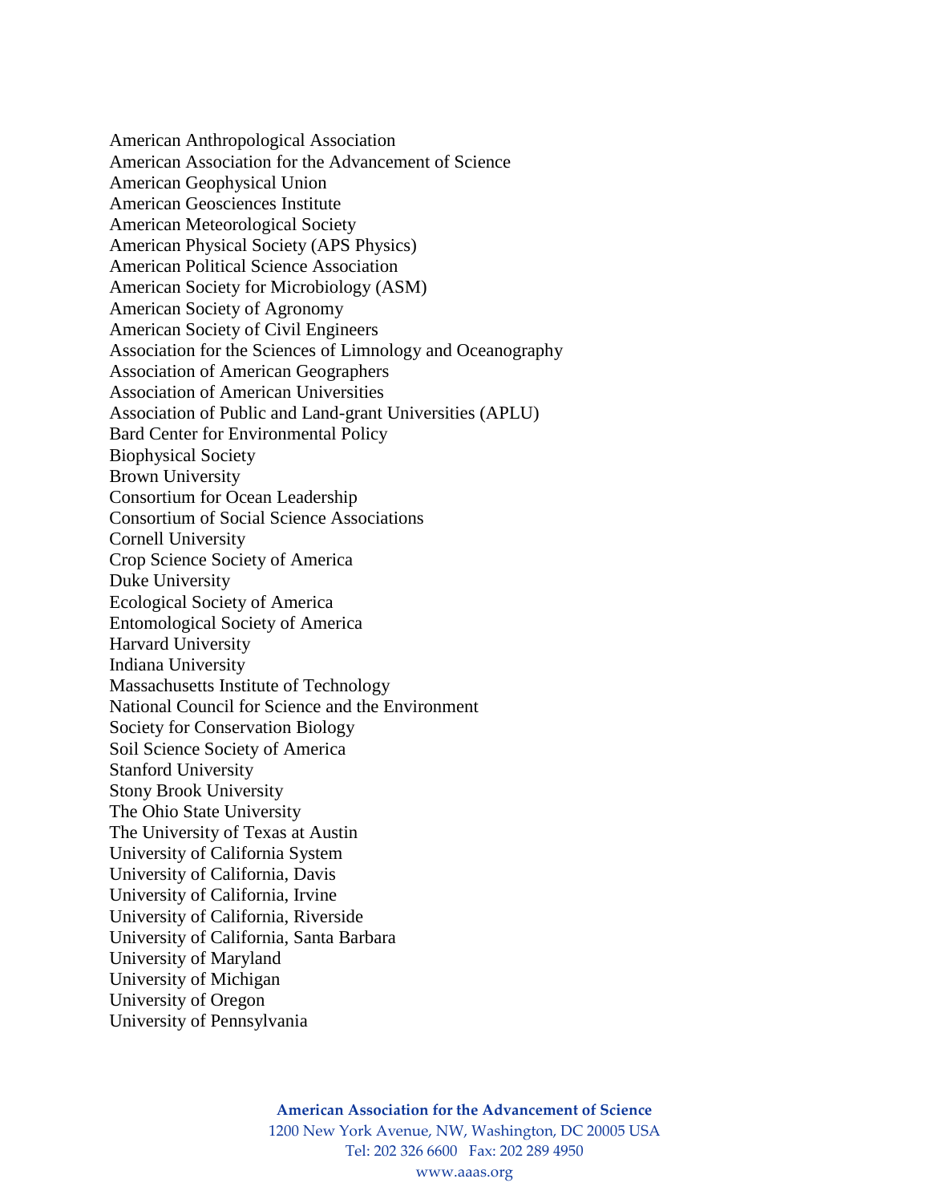American Anthropological Association
American Association for the Advancement of Science
American Geophysical Union
American Geosciences Institute
American Meteorological Society
American Physical Society (APS Physics)
American Political Science Association
American Society for Microbiology (ASM)
American Society of Agronomy
American Society of Civil Engineers
Association for the Sciences of Limnology and Oceanography
Association of American Geographers
Association of American Universities
Association of Public and Land-grant Universities (APLU)
Bard Center for Environmental Policy
Biophysical Society
Brown University
Consortium for Ocean Leadership
Consortium of Social Science Associations
Cornell University
Crop Science Society of America
Duke University
Ecological Society of America
Entomological Society of America
Harvard University
Indiana University
Massachusetts Institute of Technology
National Council for Science and the Environment
Society for Conservation Biology
Soil Science Society of America
Stanford University
Stony Brook University
The Ohio State University
The University of Texas at Austin
University of California System
University of California, Davis
University of California, Irvine
University of California, Riverside
University of California, Santa Barbara
University of Maryland
University of Michigan
University of Oregon
University of Pennsylvania

**American Association for the Advancement of Science**
1200 New York Avenue, NW, Washington, DC 20005 USA
Tel: 202 326 6600 Fax: 202 289 4950
www.aaas.org